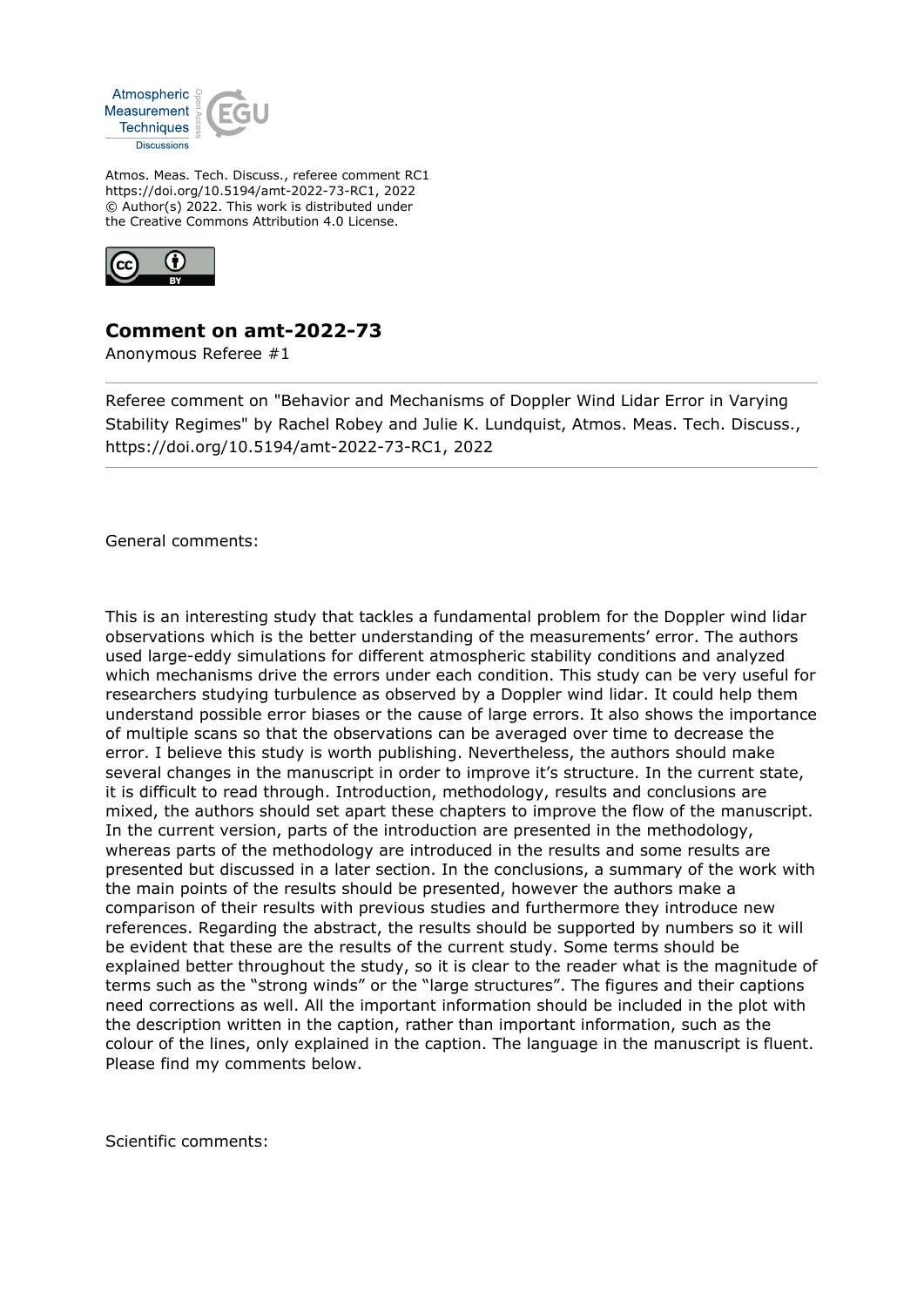Atmos. Meas. Tech. Discuss., referee comment RC1
https://doi.org/10.5194/amt-2022-73-RC1, 2022
© Author(s) 2022. This work is distributed under
the Creative Commons Attribution 4.0 License.

## Comment on amt-2022-73

Anonymous Referee #1

---

Referee comment on "Behavior and Mechanisms of Doppler Wind Lidar Error in Varying Stability Regimes" by Rachel Robey and Julie K. Lundquist, Atmos. Meas. Tech. Discuss., https://doi.org/10.5194/amt-2022-73-RC1, 2022

---

General comments:

This is an interesting study that tackles a fundamental problem for the Doppler wind lidar observations which is the better understanding of the measurements' error. The authors used large-eddy simulations for different atmospheric stability conditions and analyzed which mechanisms drive the errors under each condition. This study can be very useful for researchers studying turbulence as observed by a Doppler wind lidar. It could help them understand possible error biases or the cause of large errors. It also shows the importance of multiple scans so that the observations can be averaged over time to decrease the error. I believe this study is worth publishing. Nevertheless, the authors should make several changes in the manuscript in order to improve it's structure. In the current state, it is difficult to read through. Introduction, methodology, results and conclusions are mixed, the authors should set apart these chapters to improve the flow of the manuscript. In the current version, parts of the introduction are presented in the methodology, whereas parts of the methodology are introduced in the results and some results are presented but discussed in a later section. In the conclusions, a summary of the work with the main points of the results should be presented, however the authors make a comparison of their results with previous studies and furthermore they introduce new references. Regarding the abstract, the results should be supported by numbers so it will be evident that these are the results of the current study. Some terms should be explained better throughout the study, so it is clear to the reader what is the magnitude of terms such as the "strong winds" or the "large structures". The figures and their captions need corrections as well. All the important information should be included in the plot with the description written in the caption, rather than important information, such as the colour of the lines, only explained in the caption. The language in the manuscript is fluent. Please find my comments below.

Scientific comments: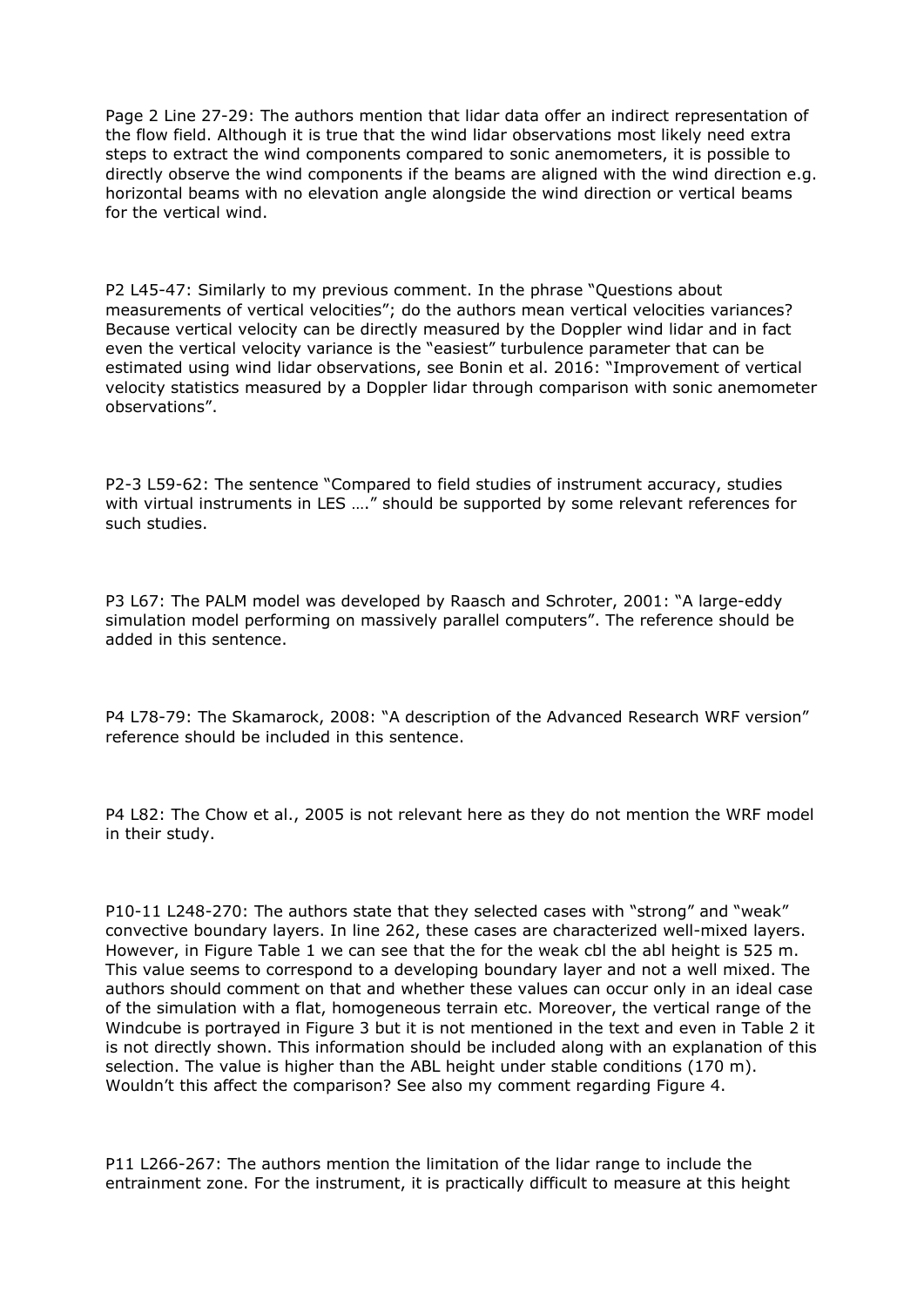Page 2 Line 27-29: The authors mention that lidar data offer an indirect representation of the flow field. Although it is true that the wind lidar observations most likely need extra steps to extract the wind components compared to sonic anemometers, it is possible to directly observe the wind components if the beams are aligned with the wind direction e.g. horizontal beams with no elevation angle alongside the wind direction or vertical beams for the vertical wind.

P2 L45-47: Similarly to my previous comment. In the phrase "Questions about measurements of vertical velocities"; do the authors mean vertical velocities variances? Because vertical velocity can be directly measured by the Doppler wind lidar and in fact even the vertical velocity variance is the "easiest" turbulence parameter that can be estimated using wind lidar observations, see Bonin et al. 2016: "Improvement of vertical velocity statistics measured by a Doppler lidar through comparison with sonic anemometer observations".

P2-3 L59-62: The sentence "Compared to field studies of instrument accuracy, studies with virtual instruments in LES …." should be supported by some relevant references for such studies.

P3 L67: The PALM model was developed by Raasch and Schroter, 2001: "A large-eddy simulation model performing on massively parallel computers". The reference should be added in this sentence.

P4 L78-79: The Skamarock, 2008: "A description of the Advanced Research WRF version" reference should be included in this sentence.

P4 L82: The Chow et al., 2005 is not relevant here as they do not mention the WRF model in their study.

P10-11 L248-270: The authors state that they selected cases with "strong" and "weak" convective boundary layers. In line 262, these cases are characterized well-mixed layers. However, in Figure Table 1 we can see that the for the weak cbl the abl height is 525 m. This value seems to correspond to a developing boundary layer and not a well mixed. The authors should comment on that and whether these values can occur only in an ideal case of the simulation with a flat, homogeneous terrain etc. Moreover, the vertical range of the Windcube is portrayed in Figure 3 but it is not mentioned in the text and even in Table 2 it is not directly shown. This information should be included along with an explanation of this selection. The value is higher than the ABL height under stable conditions (170 m). Wouldn't this affect the comparison? See also my comment regarding Figure 4.

P11 L266-267: The authors mention the limitation of the lidar range to include the entrainment zone. For the instrument, it is practically difficult to measure at this height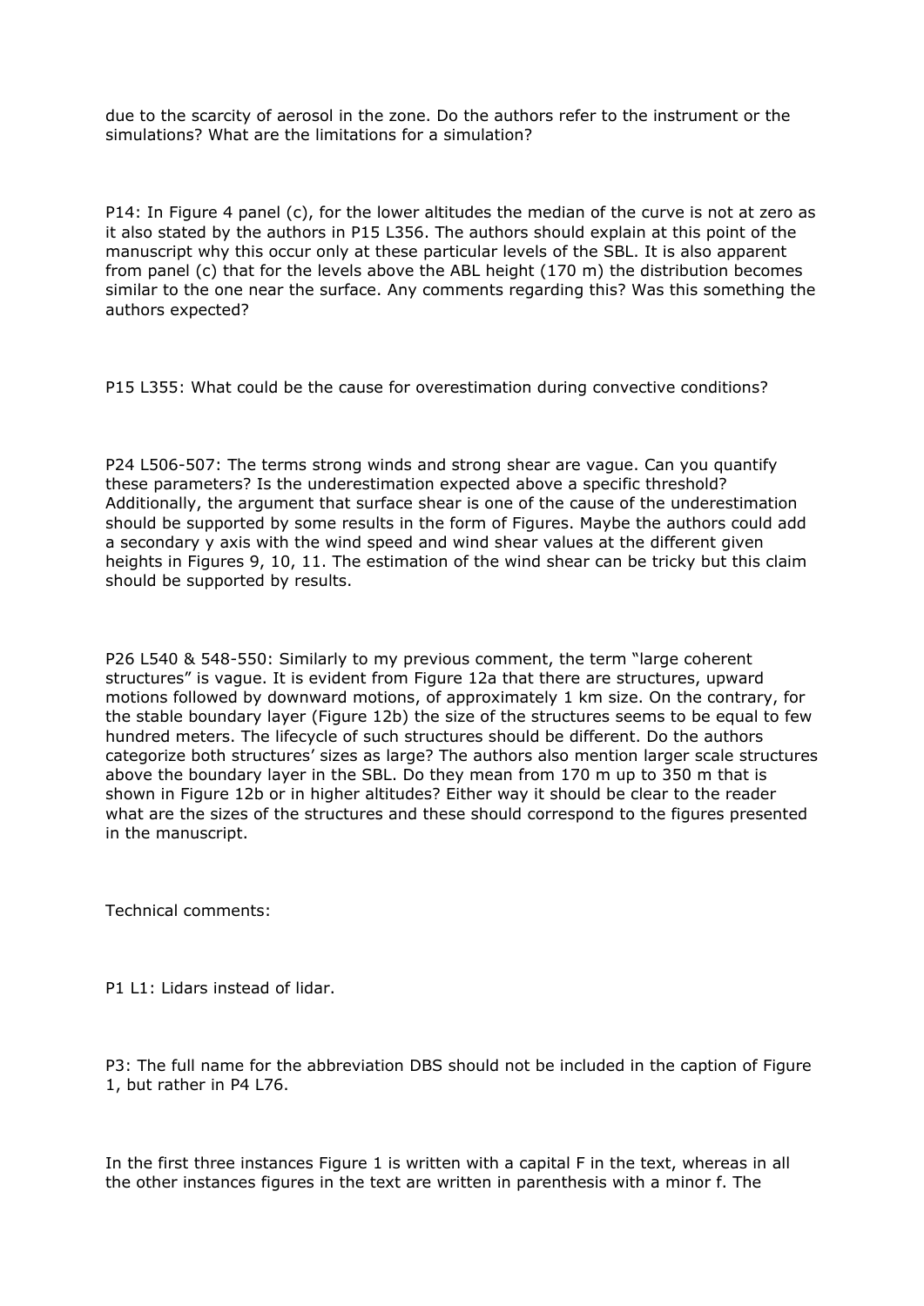due to the scarcity of aerosol in the zone. Do the authors refer to the instrument or the simulations? What are the limitations for a simulation?

P14: In Figure 4 panel (c), for the lower altitudes the median of the curve is not at zero as it also stated by the authors in P15 L356. The authors should explain at this point of the manuscript why this occur only at these particular levels of the SBL. It is also apparent from panel (c) that for the levels above the ABL height (170 m) the distribution becomes similar to the one near the surface. Any comments regarding this? Was this something the authors expected?

P15 L355: What could be the cause for overestimation during convective conditions?

P24 L506-507: The terms strong winds and strong shear are vague. Can you quantify these parameters? Is the underestimation expected above a specific threshold? Additionally, the argument that surface shear is one of the cause of the underestimation should be supported by some results in the form of Figures. Maybe the authors could add a secondary y axis with the wind speed and wind shear values at the different given heights in Figures 9, 10, 11. The estimation of the wind shear can be tricky but this claim should be supported by results.

P26 L540 & 548-550: Similarly to my previous comment, the term "large coherent structures" is vague. It is evident from Figure 12a that there are structures, upward motions followed by downward motions, of approximately 1 km size. On the contrary, for the stable boundary layer (Figure 12b) the size of the structures seems to be equal to few hundred meters. The lifecycle of such structures should be different. Do the authors categorize both structures' sizes as large? The authors also mention larger scale structures above the boundary layer in the SBL. Do they mean from 170 m up to 350 m that is shown in Figure 12b or in higher altitudes? Either way it should be clear to the reader what are the sizes of the structures and these should correspond to the figures presented in the manuscript.

Technical comments:

P1 L1: Lidars instead of lidar.

P3: The full name for the abbreviation DBS should not be included in the caption of Figure 1, but rather in P4 L76.

In the first three instances Figure 1 is written with a capital F in the text, whereas in all the other instances figures in the text are written in parenthesis with a minor f. The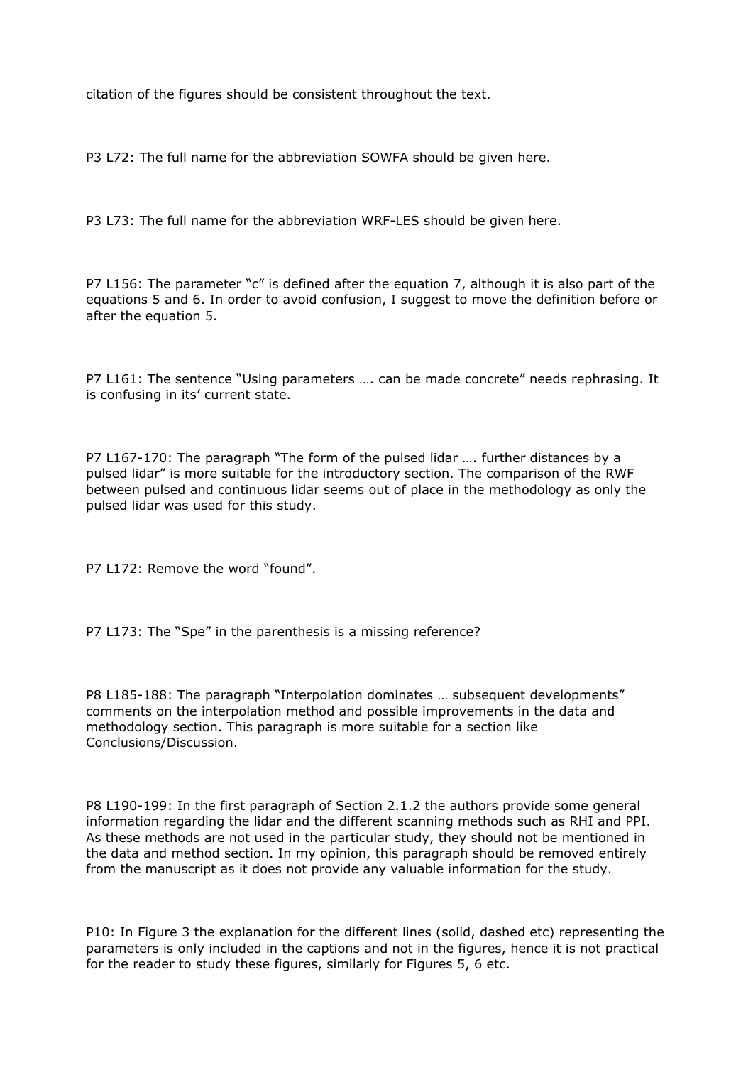citation of the figures should be consistent throughout the text.

P3 L72: The full name for the abbreviation SOWFA should be given here.

P3 L73: The full name for the abbreviation WRF-LES should be given here.

P7 L156: The parameter "c" is defined after the equation 7, although it is also part of the equations 5 and 6. In order to avoid confusion, I suggest to move the definition before or after the equation 5.

P7 L161: The sentence "Using parameters …. can be made concrete" needs rephrasing. It is confusing in its' current state.

P7 L167-170: The paragraph "The form of the pulsed lidar …. further distances by a pulsed lidar" is more suitable for the introductory section. The comparison of the RWF between pulsed and continuous lidar seems out of place in the methodology as only the pulsed lidar was used for this study.

P7 L172: Remove the word "found".

P7 L173: The "Spe" in the parenthesis is a missing reference?

P8 L185-188: The paragraph "Interpolation dominates … subsequent developments" comments on the interpolation method and possible improvements in the data and methodology section. This paragraph is more suitable for a section like Conclusions/Discussion.

P8 L190-199: In the first paragraph of Section 2.1.2 the authors provide some general information regarding the lidar and the different scanning methods such as RHI and PPI. As these methods are not used in the particular study, they should not be mentioned in the data and method section. In my opinion, this paragraph should be removed entirely from the manuscript as it does not provide any valuable information for the study.

P10: In Figure 3 the explanation for the different lines (solid, dashed etc) representing the parameters is only included in the captions and not in the figures, hence it is not practical for the reader to study these figures, similarly for Figures 5, 6 etc.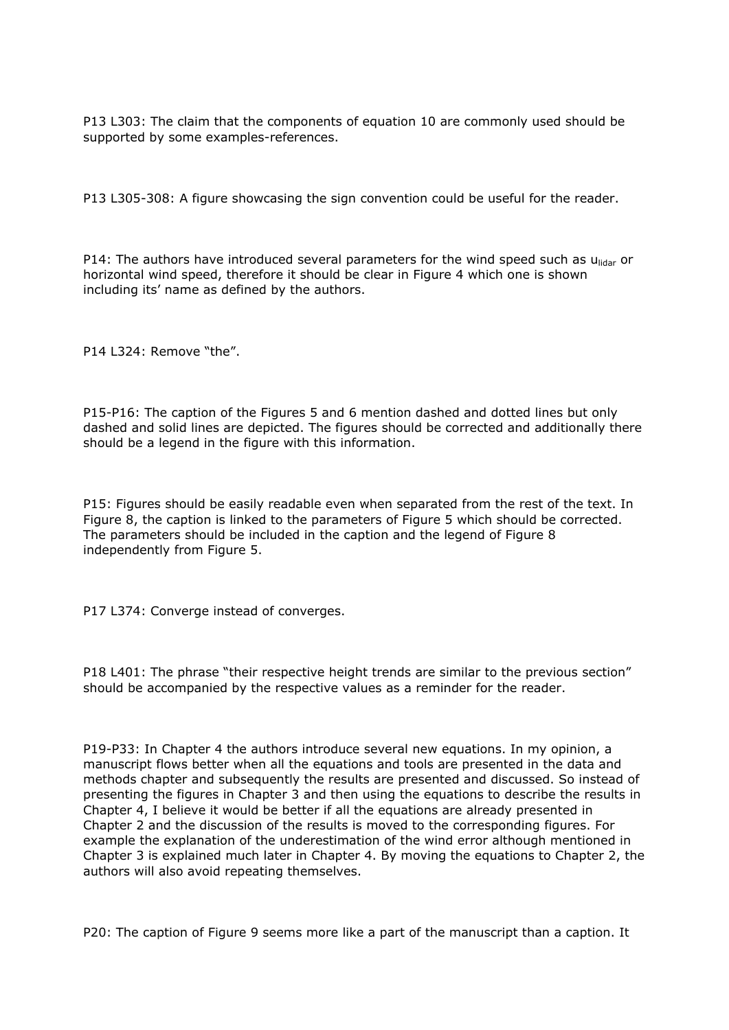P13 L303: The claim that the components of equation 10 are commonly used should be supported by some examples-references.

P13 L305-308: A figure showcasing the sign convention could be useful for the reader.

P14: The authors have introduced several parameters for the wind speed such as $u_{lidar}$ or horizontal wind speed, therefore it should be clear in Figure 4 which one is shown including its' name as defined by the authors.

P14 L324: Remove "the".

P15-P16: The caption of the Figures 5 and 6 mention dashed and dotted lines but only dashed and solid lines are depicted. The figures should be corrected and additionally there should be a legend in the figure with this information.

P15: Figures should be easily readable even when separated from the rest of the text. In Figure 8, the caption is linked to the parameters of Figure 5 which should be corrected. The parameters should be included in the caption and the legend of Figure 8 independently from Figure 5.

P17 L374: Converge instead of converges.

P18 L401: The phrase "their respective height trends are similar to the previous section" should be accompanied by the respective values as a reminder for the reader.

P19-P33: In Chapter 4 the authors introduce several new equations. In my opinion, a manuscript flows better when all the equations and tools are presented in the data and methods chapter and subsequently the results are presented and discussed. So instead of presenting the figures in Chapter 3 and then using the equations to describe the results in Chapter 4, I believe it would be better if all the equations are already presented in Chapter 2 and the discussion of the results is moved to the corresponding figures. For example the explanation of the underestimation of the wind error although mentioned in Chapter 3 is explained much later in Chapter 4. By moving the equations to Chapter 2, the authors will also avoid repeating themselves.

P20: The caption of Figure 9 seems more like a part of the manuscript than a caption. It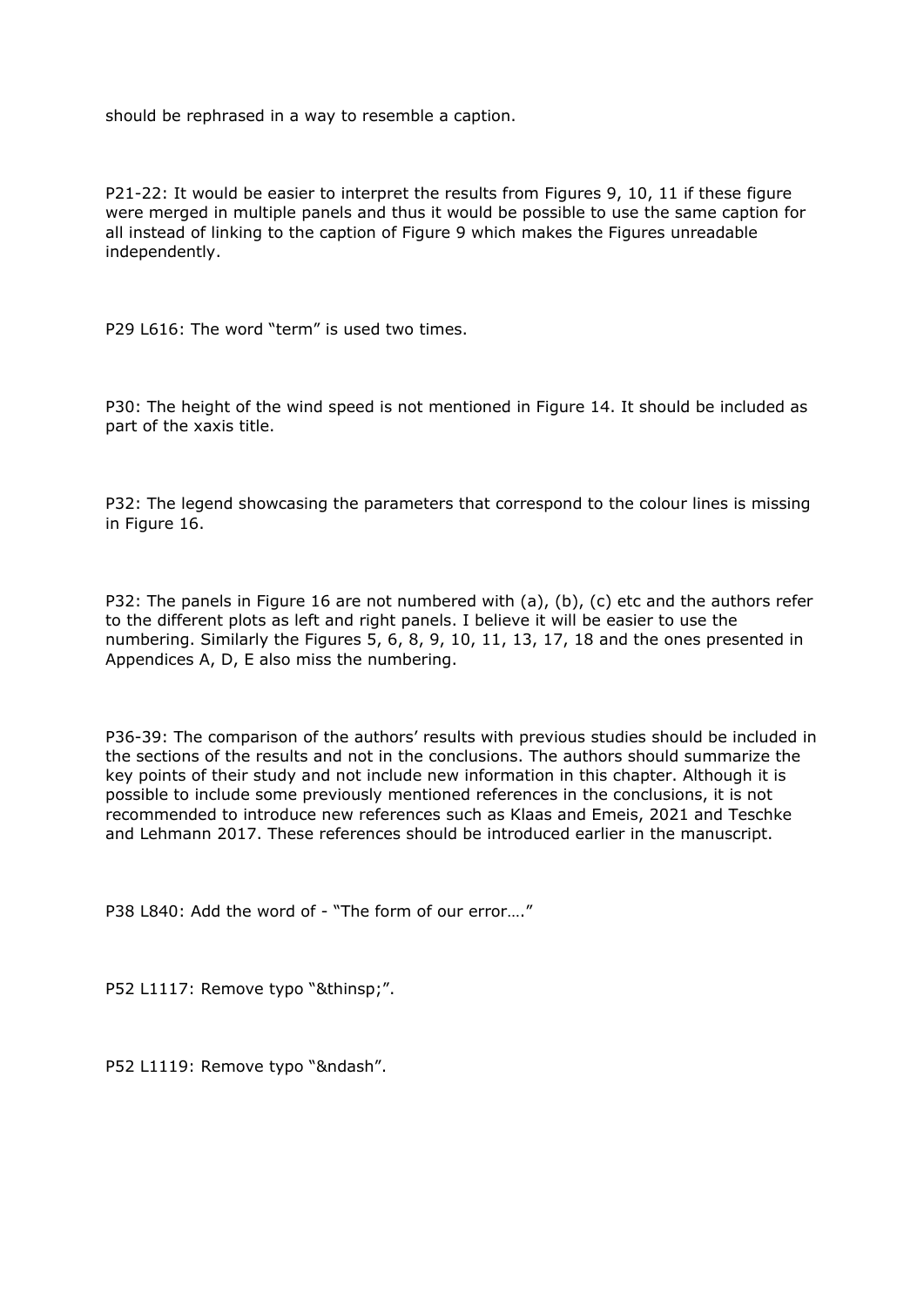should be rephrased in a way to resemble a caption.

P21-22: It would be easier to interpret the results from Figures 9, 10, 11 if these figure were merged in multiple panels and thus it would be possible to use the same caption for all instead of linking to the caption of Figure 9 which makes the Figures unreadable independently.

P29 L616: The word "term" is used two times.

P30: The height of the wind speed is not mentioned in Figure 14. It should be included as part of the xaxis title.

P32: The legend showcasing the parameters that correspond to the colour lines is missing in Figure 16.

P32: The panels in Figure 16 are not numbered with (a), (b), (c) etc and the authors refer to the different plots as left and right panels. I believe it will be easier to use the numbering. Similarly the Figures 5, 6, 8, 9, 10, 11, 13, 17, 18 and the ones presented in Appendices A, D, E also miss the numbering.

P36-39: The comparison of the authors' results with previous studies should be included in the sections of the results and not in the conclusions. The authors should summarize the key points of their study and not include new information in this chapter. Although it is possible to include some previously mentioned references in the conclusions, it is not recommended to introduce new references such as Klaas and Emeis, 2021 and Teschke and Lehmann 2017. These references should be introduced earlier in the manuscript.

P38 L840: Add the word of - "The form of our error…."

P52 L1117: Remove typo "&thinsp;".

P52 L1119: Remove typo "&ndash".